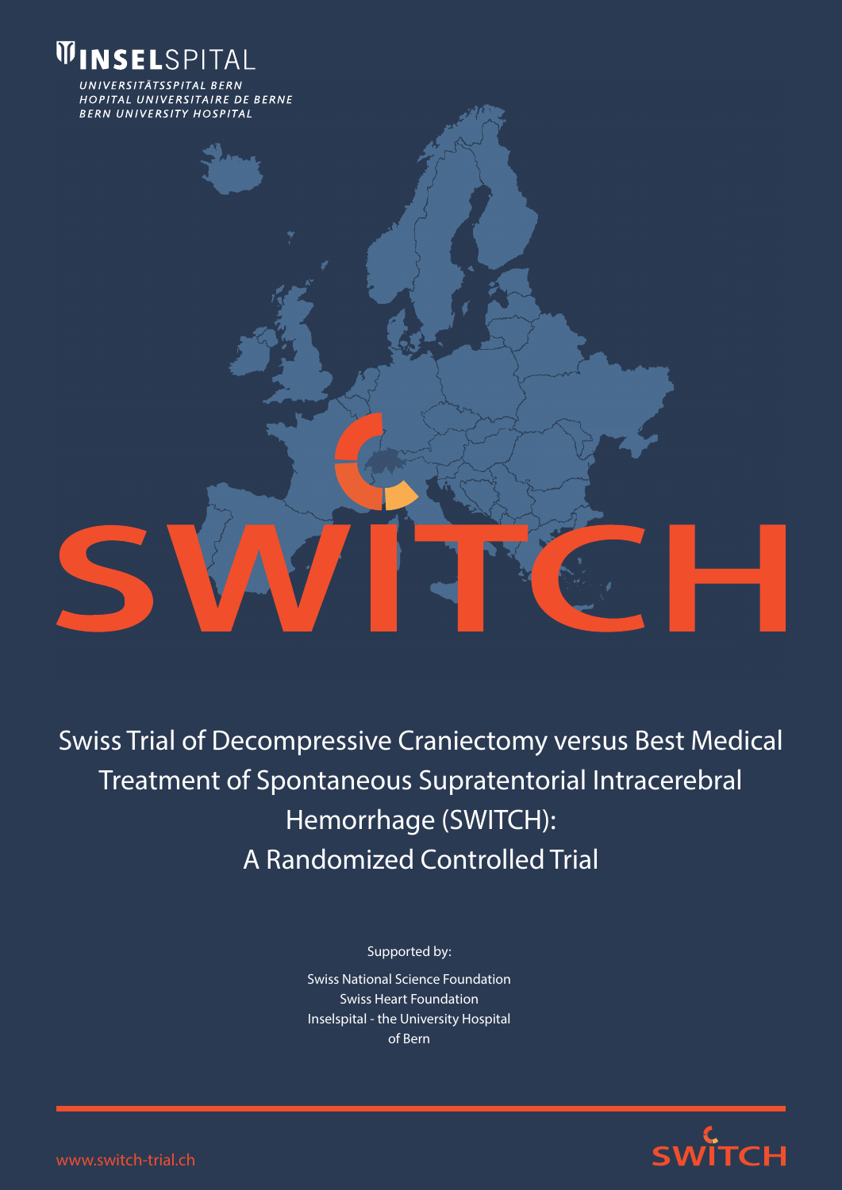INSELSPITAL

*UNIVERSITÄTSSPITAL BERN*
*HOPITAL UNIVERSITAIRE DE BERNE*
*BERN UNIVERSITY HOSPITAL*

# SWITCH

## Swiss Trial of Decompressive Craniectomy versus Best Medical Treatment of Spontaneous Supratentorial Intracerebral Hemorrhage (SWITCH): A Randomized Controlled Trial

Supported by:

Swiss National Science Foundation
Swiss Heart Foundation
Inselspital - the University Hospital of Bern

www.switch-trial.ch

SWITCH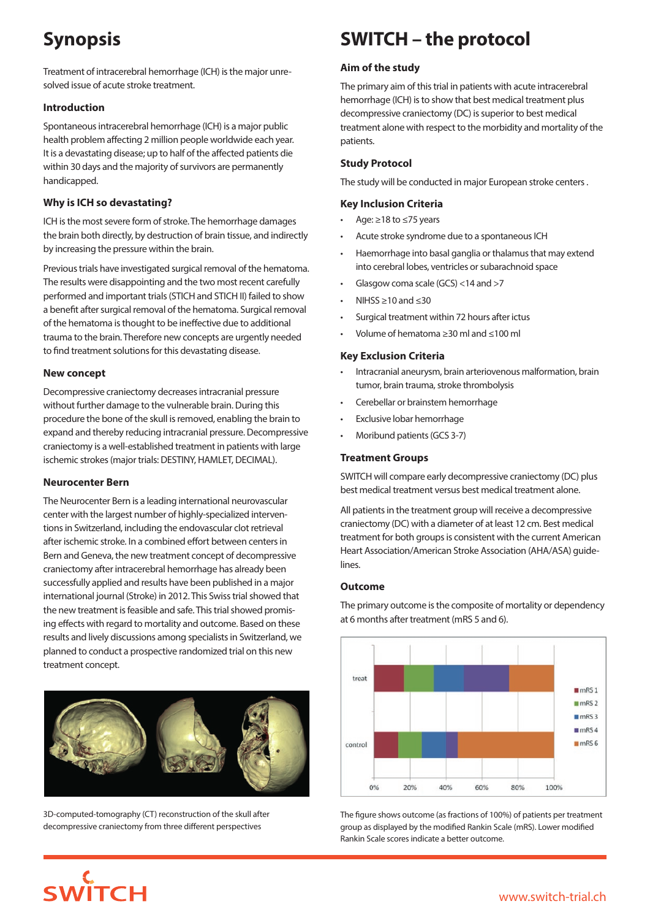# Synopsis

Treatment of intracerebral hemorrhage (ICH) is the major unresolved issue of acute stroke treatment.

### Introduction

Spontaneous intracerebral hemorrhage (ICH) is a major public health problem affecting 2 million people worldwide each year. It is a devastating disease; up to half of the affected patients die within 30 days and the majority of survivors are permanently handicapped.

### Why is ICH so devastating?

ICH is the most severe form of stroke. The hemorrhage damages the brain both directly, by destruction of brain tissue, and indirectly by increasing the pressure within the brain.

Previous trials have investigated surgical removal of the hematoma. The results were disappointing and the two most recent carefully performed and important trials (STICH and STICH II) failed to show a benefit after surgical removal of the hematoma. Surgical removal of the hematoma is thought to be ineffective due to additional trauma to the brain. Therefore new concepts are urgently needed to find treatment solutions for this devastating disease.

### New concept

Decompressive craniectomy decreases intracranial pressure without further damage to the vulnerable brain. During this procedure the bone of the skull is removed, enabling the brain to expand and thereby reducing intracranial pressure. Decompressive craniectomy is a well-established treatment in patients with large ischemic strokes (major trials: DESTINY, HAMLET, DECIMAL).

### Neurocenter Bern

The Neurocenter Bern is a leading international neurovascular center with the largest number of highly-specialized interventions in Switzerland, including the endovascular clot retrieval after ischemic stroke. In a combined effort between centers in Bern and Geneva, the new treatment concept of decompressive craniectomy after intracerebral hemorrhage has already been successfully applied and results have been published in a major international journal (Stroke) in 2012. This Swiss trial showed that the new treatment is feasible and safe. This trial showed promising effects with regard to mortality and outcome. Based on these results and lively discussions among specialists in Switzerland, we planned to conduct a prospective randomized trial on this new treatment concept.

3D-computed-tomography (CT) reconstruction of the skull after decompressive craniectomy from three different perspectives

# SWITCH – the protocol

### Aim of the study

The primary aim of this trial in patients with acute intracerebral hemorrhage (ICH) is to show that best medical treatment plus decompressive craniectomy (DC) is superior to best medical treatment alone with respect to the morbidity and mortality of the patients.

### Study Protocol

The study will be conducted in major European stroke centers .

### Key Inclusion Criteria

- Age: ≥18 to ≤75 years
- Acute stroke syndrome due to a spontaneous ICH
- Haemorrhage into basal ganglia or thalamus that may extend into cerebral lobes, ventricles or subarachnoid space
- Glasgow coma scale (GCS) <14 and >7
- NIHSS ≥10 and ≤30
- Surgical treatment within 72 hours after ictus
- Volume of hematoma ≥30 ml and ≤100 ml

### Key Exclusion Criteria

- Intracranial aneurysm, brain arteriovenous malformation, brain tumor, brain trauma, stroke thrombolysis
- Cerebellar or brainstem hemorrhage
- Exclusive lobar hemorrhage
- Moribund patients (GCS 3-7)

### Treatment Groups

SWITCH will compare early decompressive craniectomy (DC) plus best medical treatment versus best medical treatment alone.

All patients in the treatment group will receive a decompressive craniectomy (DC) with a diameter of at least 12 cm. Best medical treatment for both groups is consistent with the current American Heart Association/American Stroke Association (AHA/ASA) guidelines.

### Outcome

The primary outcome is the composite of mortality or dependency at 6 months after treatment (mRS 5 and 6).

The figure shows outcome (as fractions of 100%) of patients per treatment group as displayed by the modified Rankin Scale (mRS). Lower modified Rankin Scale scores indicate a better outcome.

www.switch-trial.ch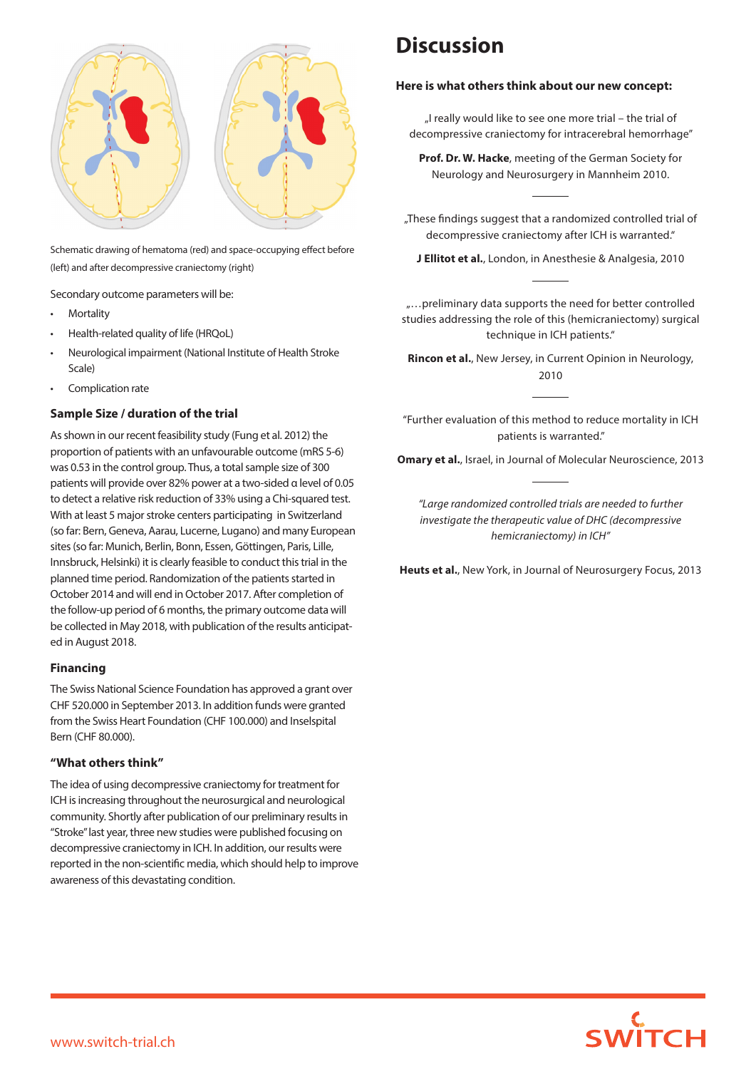Schematic drawing of hematoma (red) and space-occupying effect before (left) and after decompressive craniectomy (right)

Secondary outcome parameters will be:

- Mortality
- Health-related quality of life (HRQoL)
- Neurological impairment (National Institute of Health Stroke Scale)
- Complication rate

### Sample Size / duration of the trial

As shown in our recent feasibility study (Fung et al. 2012) the proportion of patients with an unfavourable outcome (mRS 5-6) was 0.53 in the control group. Thus, a total sample size of 300 patients will provide over 82% power at a two-sided α level of 0.05 to detect a relative risk reduction of 33% using a Chi-squared test. With at least 5 major stroke centers participating in Switzerland (so far: Bern, Geneva, Aarau, Lucerne, Lugano) and many European sites (so far: Munich, Berlin, Bonn, Essen, Göttingen, Paris, Lille, Innsbruck, Helsinki) it is clearly feasible to conduct this trial in the planned time period. Randomization of the patients started in October 2014 and will end in October 2017. After completion of the follow-up period of 6 months, the primary outcome data will be collected in May 2018, with publication of the results anticipated in August 2018.

### Financing

The Swiss National Science Foundation has approved a grant over CHF 520.000 in September 2013. In addition funds were granted from the Swiss Heart Foundation (CHF 100.000) and Inselspital Bern (CHF 80.000).

### "What others think"

The idea of using decompressive craniectomy for treatment for ICH is increasing throughout the neurosurgical and neurological community. Shortly after publication of our preliminary results in "Stroke" last year, three new studies were published focusing on decompressive craniectomy in ICH. In addition, our results were reported in the non-scientific media, which should help to improve awareness of this devastating condition.

# Discussion

**Here is what others think about our new concept:**

„I really would like to see one more trial – the trial of decompressive craniectomy for intracerebral hemorrhage"

**Prof. Dr. W. Hacke**, meeting of the German Society for Neurology and Neurosurgery in Mannheim 2010.

---

„These findings suggest that a randomized controlled trial of decompressive craniectomy after ICH is warranted."

**J Ellitot et al.**, London, in Anesthesie & Analgesia, 2010

---

„…preliminary data supports the need for better controlled studies addressing the role of this (hemicraniectomy) surgical technique in ICH patients."

**Rincon et al.**, New Jersey, in Current Opinion in Neurology, 2010

---

"Further evaluation of this method to reduce mortality in ICH patients is warranted."

**Omary et al.**, Israel, in Journal of Molecular Neuroscience, 2013

---

*"Large randomized controlled trials are needed to further investigate the therapeutic value of DHC (decompressive hemicraniectomy) in ICH"*

**Heuts et al.**, New York, in Journal of Neurosurgery Focus, 2013

www.switch-trial.ch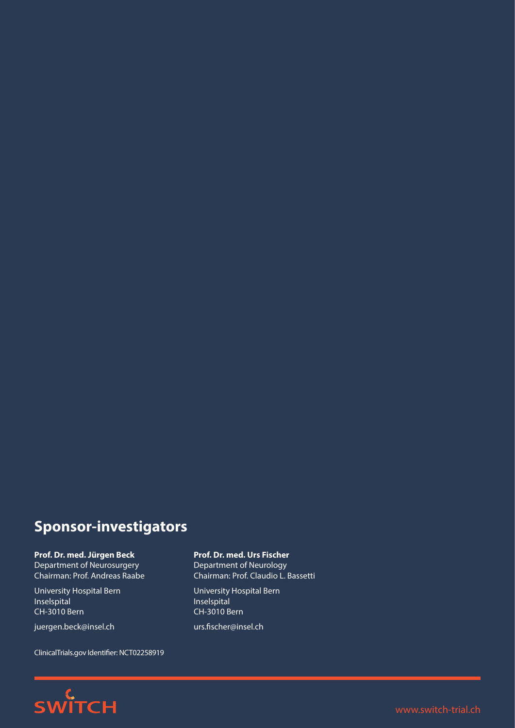## Sponsor-investigators

**Prof. Dr. med. Jürgen Beck**
Department of Neurosurgery
Chairman: Prof. Andreas Raabe

University Hospital Bern
Inselspital
CH-3010 Bern

juergen.beck@insel.ch

**Prof. Dr. med. Urs Fischer**
Department of Neurology
Chairman: Prof. Claudio L. Bassetti

University Hospital Bern
Inselspital
CH-3010 Bern

urs.fischer@insel.ch

ClinicalTrials.gov Identifier: NCT02258919

SWITCH

www.switch-trial.ch